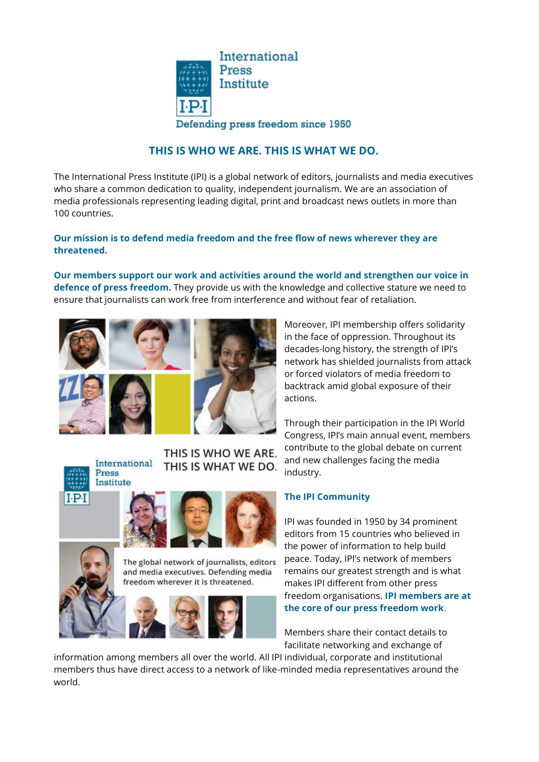International Press Institute

I·P·I

Defending press freedom since 1950

## THIS IS WHO WE ARE. THIS IS WHAT WE DO.

The International Press Institute (IPI) is a global network of editors, journalists and media executives who share a common dedication to quality, independent journalism. We are an association of media professionals representing leading digital, print and broadcast news outlets in more than 100 countries.

**Our mission is to defend media freedom and the free flow of news wherever they are threatened.**

**Our members support our work and activities around the world and strengthen our voice in defence of press freedom.** They provide us with the knowledge and collective stature we need to ensure that journalists can work free from interference and without fear of retaliation.

Moreover, IPI membership offers solidarity in the face of oppression. Throughout its decades-long history, the strength of IPI's network has shielded journalists from attack or forced violators of media freedom to backtrack amid global exposure of their actions.

Through their participation in the IPI World Congress, IPI's main annual event, members contribute to the global debate on current and new challenges facing the media industry.

### The IPI Community

IPI was founded in 1950 by 34 prominent editors from 15 countries who believed in the power of information to help build peace. Today, IPI's network of members remains our greatest strength and is what makes IPI different from other press freedom organisations. **IPI members are at the core of our press freedom work**.

Members share their contact details to facilitate networking and exchange of information among members all over the world. All IPI individual, corporate and institutional members thus have direct access to a network of like-minded media representatives around the world.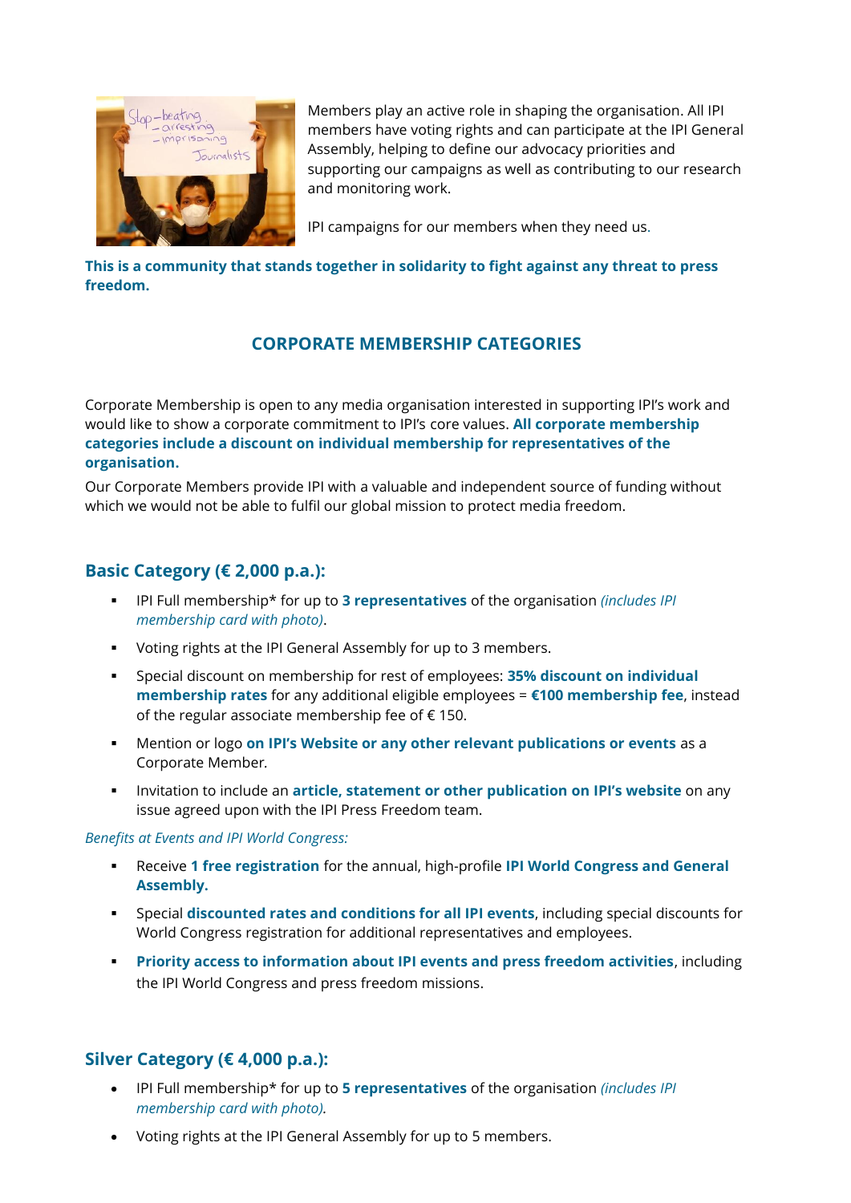Members play an active role in shaping the organisation. All IPI members have voting rights and can participate at the IPI General Assembly, helping to define our advocacy priorities and supporting our campaigns as well as contributing to our research and monitoring work.

IPI campaigns for our members when they need us.

**This is a community that stands together in solidarity to fight against any threat to press freedom.**

## CORPORATE MEMBERSHIP CATEGORIES

Corporate Membership is open to any media organisation interested in supporting IPI's work and would like to show a corporate commitment to IPI's core values. **All corporate membership categories include a discount on individual membership for representatives of the organisation.**

Our Corporate Members provide IPI with a valuable and independent source of funding without which we would not be able to fulfil our global mission to protect media freedom.

### Basic Category (€ 2,000 p.a.):

- IPI Full membership* for up to **3 representatives** of the organisation *(includes IPI membership card with photo)*.
- Voting rights at the IPI General Assembly for up to 3 members.
- Special discount on membership for rest of employees: **35% discount on individual membership rates** for any additional eligible employees = **€100 membership fee**, instead of the regular associate membership fee of € 150.
- Mention or logo **on IPI's Website or any other relevant publications or events** as a Corporate Member.
- Invitation to include an **article, statement or other publication on IPI's website** on any issue agreed upon with the IPI Press Freedom team.

*Benefits at Events and IPI World Congress:*

- Receive **1 free registration** for the annual, high-profile **IPI World Congress and General Assembly.**
- Special **discounted rates and conditions for all IPI events**, including special discounts for World Congress registration for additional representatives and employees.
- **Priority access to information about IPI events and press freedom activities**, including the IPI World Congress and press freedom missions.

### Silver Category (€ 4,000 p.a.):

- IPI Full membership* for up to **5 representatives** of the organisation *(includes IPI membership card with photo).*
- Voting rights at the IPI General Assembly for up to 5 members.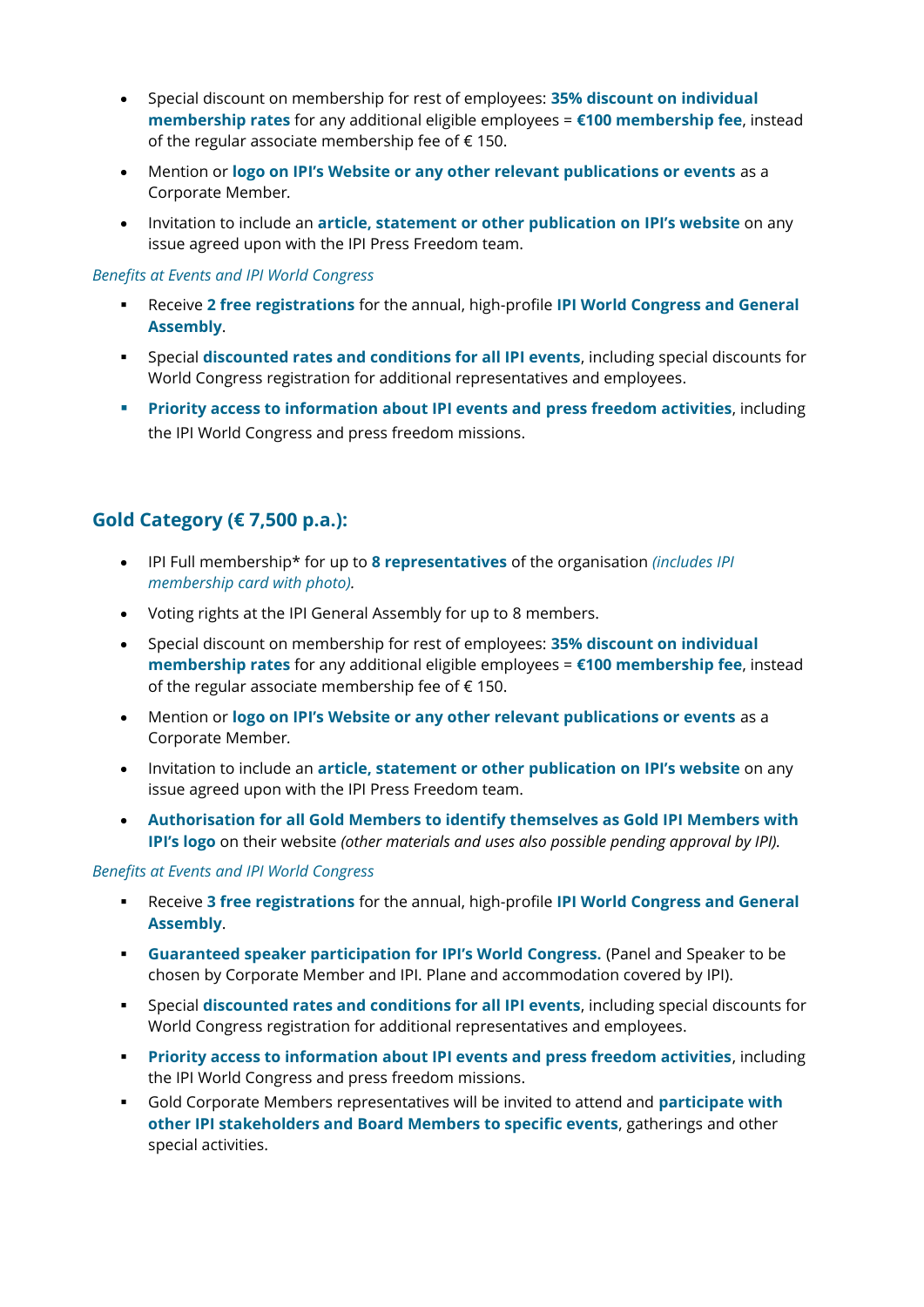- Special discount on membership for rest of employees: **35% discount on individual membership rates** for any additional eligible employees = **€100 membership fee**, instead of the regular associate membership fee of € 150.
- Mention or **logo on IPI's Website or any other relevant publications or events** as a Corporate Member.
- Invitation to include an **article, statement or other publication on IPI's website** on any issue agreed upon with the IPI Press Freedom team.

*Benefits at Events and IPI World Congress*

- Receive **2 free registrations** for the annual, high-profile **IPI World Congress and General Assembly**.
- Special **discounted rates and conditions for all IPI events**, including special discounts for World Congress registration for additional representatives and employees.
- **Priority access to information about IPI events and press freedom activities**, including the IPI World Congress and press freedom missions.

## Gold Category (€ 7,500 p.a.):

- IPI Full membership* for up to **8 representatives** of the organisation *(includes IPI membership card with photo).*
- Voting rights at the IPI General Assembly for up to 8 members.
- Special discount on membership for rest of employees: **35% discount on individual membership rates** for any additional eligible employees = **€100 membership fee**, instead of the regular associate membership fee of € 150.
- Mention or **logo on IPI's Website or any other relevant publications or events** as a Corporate Member.
- Invitation to include an **article, statement or other publication on IPI's website** on any issue agreed upon with the IPI Press Freedom team.
- **Authorisation for all Gold Members to identify themselves as Gold IPI Members with IPI's logo** on their website *(other materials and uses also possible pending approval by IPI).*

*Benefits at Events and IPI World Congress*

- Receive **3 free registrations** for the annual, high-profile **IPI World Congress and General Assembly**.
- **Guaranteed speaker participation for IPI's World Congress.** (Panel and Speaker to be chosen by Corporate Member and IPI. Plane and accommodation covered by IPI).
- Special **discounted rates and conditions for all IPI events**, including special discounts for World Congress registration for additional representatives and employees.
- **Priority access to information about IPI events and press freedom activities**, including the IPI World Congress and press freedom missions.
- Gold Corporate Members representatives will be invited to attend and **participate with other IPI stakeholders and Board Members to specific events**, gatherings and other special activities.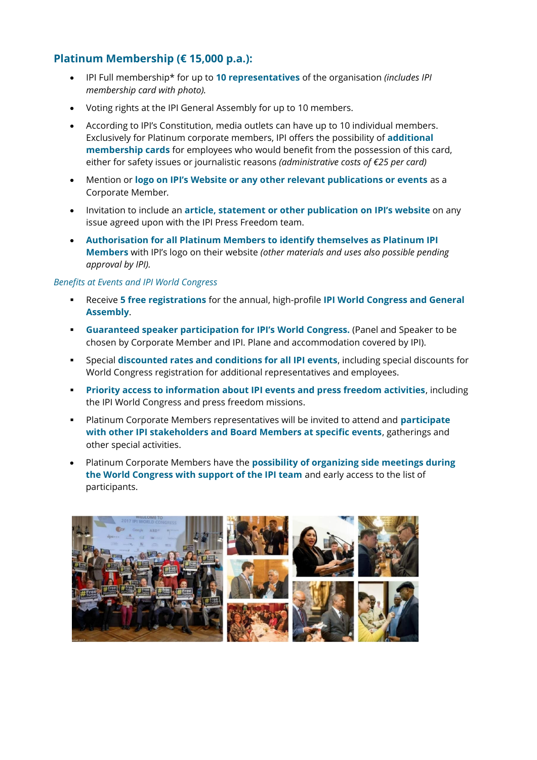## Platinum Membership (€ 15,000 p.a.):

- IPI Full membership* for up to **10 representatives** of the organisation *(includes IPI membership card with photo).*
- Voting rights at the IPI General Assembly for up to 10 members.
- According to IPI's Constitution, media outlets can have up to 10 individual members. Exclusively for Platinum corporate members, IPI offers the possibility of **additional membership cards** for employees who would benefit from the possession of this card, either for safety issues or journalistic reasons *(administrative costs of €25 per card)*
- Mention or **logo on IPI's Website or any other relevant publications or events** as a Corporate Member.
- Invitation to include an **article, statement or other publication on IPI's website** on any issue agreed upon with the IPI Press Freedom team.
- **Authorisation for all Platinum Members to identify themselves as Platinum IPI Members** with IPI's logo on their website *(other materials and uses also possible pending approval by IPI).*

*Benefits at Events and IPI World Congress*

- Receive **5 free registrations** for the annual, high-profile **IPI World Congress and General Assembly**.
- **Guaranteed speaker participation for IPI's World Congress.** (Panel and Speaker to be chosen by Corporate Member and IPI. Plane and accommodation covered by IPI).
- Special **discounted rates and conditions for all IPI events**, including special discounts for World Congress registration for additional representatives and employees.
- **Priority access to information about IPI events and press freedom activities**, including the IPI World Congress and press freedom missions.
- Platinum Corporate Members representatives will be invited to attend and **participate with other IPI stakeholders and Board Members at specific events**, gatherings and other special activities.
- Platinum Corporate Members have the **possibility of organizing side meetings during the World Congress with support of the IPI team** and early access to the list of participants.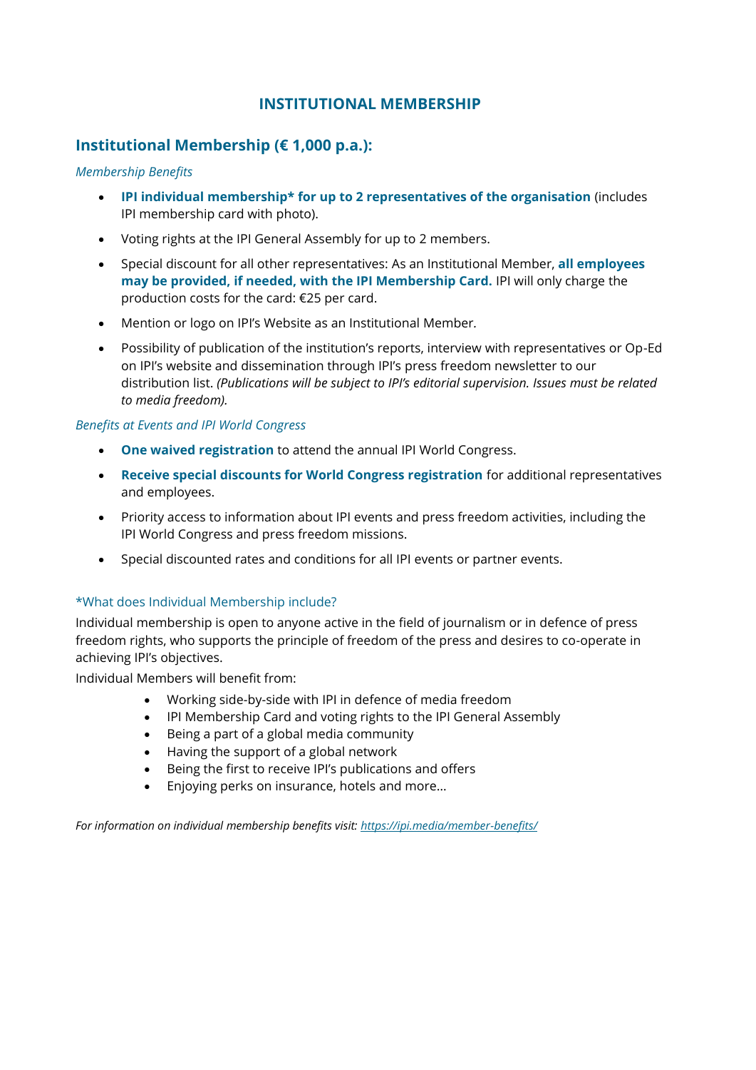# INSTITUTIONAL MEMBERSHIP

## Institutional Membership (€ 1,000 p.a.):

*Membership Benefits*

- **IPI individual membership* for up to 2 representatives of the organisation** (includes IPI membership card with photo).
- Voting rights at the IPI General Assembly for up to 2 members.
- Special discount for all other representatives: As an Institutional Member, **all employees may be provided, if needed, with the IPI Membership Card.** IPI will only charge the production costs for the card: €25 per card.
- Mention or logo on IPI's Website as an Institutional Member.
- Possibility of publication of the institution's reports, interview with representatives or Op-Ed on IPI's website and dissemination through IPI's press freedom newsletter to our distribution list. *(Publications will be subject to IPI's editorial supervision. Issues must be related to media freedom).*

*Benefits at Events and IPI World Congress*

- **One waived registration** to attend the annual IPI World Congress.
- **Receive special discounts for World Congress registration** for additional representatives and employees.
- Priority access to information about IPI events and press freedom activities, including the IPI World Congress and press freedom missions.
- Special discounted rates and conditions for all IPI events or partner events.

*What does Individual Membership include?

Individual membership is open to anyone active in the field of journalism or in defence of press freedom rights, who supports the principle of freedom of the press and desires to co-operate in achieving IPI's objectives.

Individual Members will benefit from:

- Working side-by-side with IPI in defence of media freedom
- IPI Membership Card and voting rights to the IPI General Assembly
- Being a part of a global media community
- Having the support of a global network
- Being the first to receive IPI's publications and offers
- Enjoying perks on insurance, hotels and more…

*For information on individual membership benefits visit: https://ipi.media/member-benefits/*